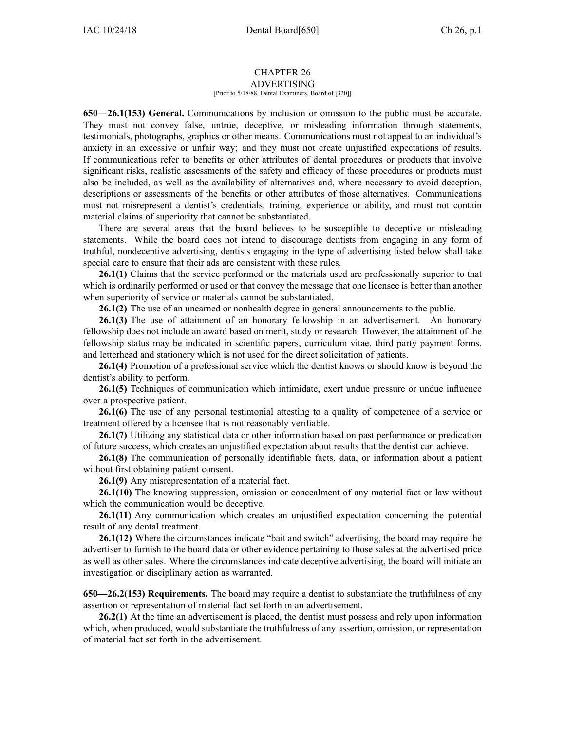# CHAPTER 26
## ADVERTISING

[Prior to 5/18/88, Dental Examiners, Board of [320]]

**650—26.1(153) General.** Communications by inclusion or omission to the public must be accurate. They must not convey false, untrue, deceptive, or misleading information through statements, testimonials, photographs, graphics or other means. Communications must not appeal to an individual's anxiety in an excessive or unfair way; and they must not create unjustified expectations of results. If communications refer to benefits or other attributes of dental procedures or products that involve significant risks, realistic assessments of the safety and efficacy of those procedures or products must also be included, as well as the availability of alternatives and, where necessary to avoid deception, descriptions or assessments of the benefits or other attributes of those alternatives. Communications must not misrepresent a dentist's credentials, training, experience or ability, and must not contain material claims of superiority that cannot be substantiated.

There are several areas that the board believes to be susceptible to deceptive or misleading statements. While the board does not intend to discourage dentists from engaging in any form of truthful, nondeceptive advertising, dentists engaging in the type of advertising listed below shall take special care to ensure that their ads are consistent with these rules.

**26.1(1)** Claims that the service performed or the materials used are professionally superior to that which is ordinarily performed or used or that convey the message that one licensee is better than another when superiority of service or materials cannot be substantiated.

**26.1(2)** The use of an unearned or nonhealth degree in general announcements to the public.

**26.1(3)** The use of attainment of an honorary fellowship in an advertisement. An honorary fellowship does not include an award based on merit, study or research. However, the attainment of the fellowship status may be indicated in scientific papers, curriculum vitae, third party payment forms, and letterhead and stationery which is not used for the direct solicitation of patients.

**26.1(4)** Promotion of a professional service which the dentist knows or should know is beyond the dentist's ability to perform.

**26.1(5)** Techniques of communication which intimidate, exert undue pressure or undue influence over a prospective patient.

**26.1(6)** The use of any personal testimonial attesting to a quality of competence of a service or treatment offered by a licensee that is not reasonably verifiable.

**26.1(7)** Utilizing any statistical data or other information based on past performance or predication of future success, which creates an unjustified expectation about results that the dentist can achieve.

**26.1(8)** The communication of personally identifiable facts, data, or information about a patient without first obtaining patient consent.

**26.1(9)** Any misrepresentation of a material fact.

**26.1(10)** The knowing suppression, omission or concealment of any material fact or law without which the communication would be deceptive.

**26.1(11)** Any communication which creates an unjustified expectation concerning the potential result of any dental treatment.

**26.1(12)** Where the circumstances indicate "bait and switch" advertising, the board may require the advertiser to furnish to the board data or other evidence pertaining to those sales at the advertised price as well as other sales. Where the circumstances indicate deceptive advertising, the board will initiate an investigation or disciplinary action as warranted.

**650—26.2(153) Requirements.** The board may require a dentist to substantiate the truthfulness of any assertion or representation of material fact set forth in an advertisement.

**26.2(1)** At the time an advertisement is placed, the dentist must possess and rely upon information which, when produced, would substantiate the truthfulness of any assertion, omission, or representation of material fact set forth in the advertisement.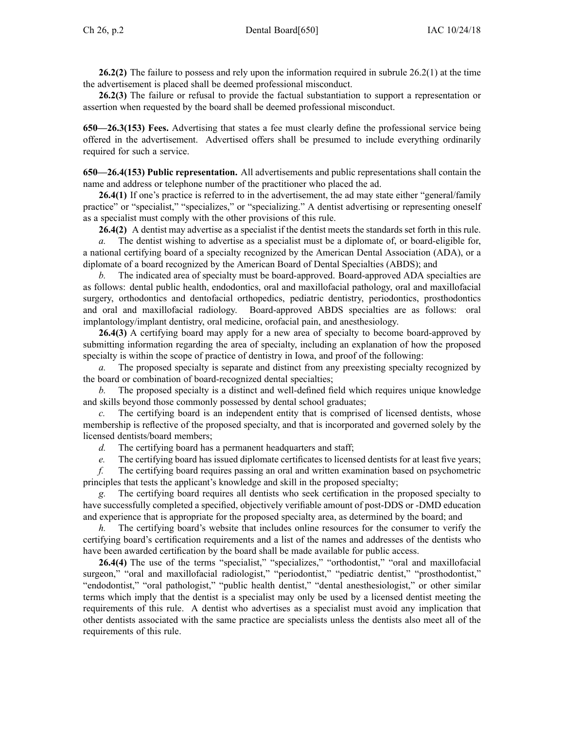**26.2(2)** The failure to possess and rely upon the information required in subrule 26.2(1) at the time the advertisement is placed shall be deemed professional misconduct.

**26.2(3)** The failure or refusal to provide the factual substantiation to support a representation or assertion when requested by the board shall be deemed professional misconduct.

**650—26.3(153) Fees.** Advertising that states a fee must clearly define the professional service being offered in the advertisement. Advertised offers shall be presumed to include everything ordinarily required for such a service.

**650—26.4(153) Public representation.** All advertisements and public representations shall contain the name and address or telephone number of the practitioner who placed the ad.

**26.4(1)** If one's practice is referred to in the advertisement, the ad may state either "general/family practice" or "specialist," "specializes," or "specializing." A dentist advertising or representing oneself as a specialist must comply with the other provisions of this rule.

**26.4(2)** A dentist may advertise as a specialist if the dentist meets the standards set forth in this rule.

*a.* The dentist wishing to advertise as a specialist must be a diplomate of, or board-eligible for, a national certifying board of a specialty recognized by the American Dental Association (ADA), or a diplomate of a board recognized by the American Board of Dental Specialties (ABDS); and

*b.* The indicated area of specialty must be board-approved. Board-approved ADA specialties are as follows: dental public health, endodontics, oral and maxillofacial pathology, oral and maxillofacial surgery, orthodontics and dentofacial orthopedics, pediatric dentistry, periodontics, prosthodontics and oral and maxillofacial radiology. Board-approved ABDS specialties are as follows: oral implantology/implant dentistry, oral medicine, orofacial pain, and anesthesiology.

**26.4(3)** A certifying board may apply for a new area of specialty to become board-approved by submitting information regarding the area of specialty, including an explanation of how the proposed specialty is within the scope of practice of dentistry in Iowa, and proof of the following:

*a.* The proposed specialty is separate and distinct from any preexisting specialty recognized by the board or combination of board-recognized dental specialties;

*b.* The proposed specialty is a distinct and well-defined field which requires unique knowledge and skills beyond those commonly possessed by dental school graduates;

*c.* The certifying board is an independent entity that is comprised of licensed dentists, whose membership is reflective of the proposed specialty, and that is incorporated and governed solely by the licensed dentists/board members;

*d.* The certifying board has a permanent headquarters and staff;

*e.* The certifying board has issued diplomate certificates to licensed dentists for at least five years;

*f.* The certifying board requires passing an oral and written examination based on psychometric principles that tests the applicant's knowledge and skill in the proposed specialty;

*g.* The certifying board requires all dentists who seek certification in the proposed specialty to have successfully completed a specified, objectively verifiable amount of post-DDS or -DMD education and experience that is appropriate for the proposed specialty area, as determined by the board; and

*h.* The certifying board's website that includes online resources for the consumer to verify the certifying board's certification requirements and a list of the names and addresses of the dentists who have been awarded certification by the board shall be made available for public access.

**26.4(4)** The use of the terms "specialist," "specializes," "orthodontist," "oral and maxillofacial surgeon," "oral and maxillofacial radiologist," "periodontist," "pediatric dentist," "prosthodontist," "endodontist," "oral pathologist," "public health dentist," "dental anesthesiologist," or other similar terms which imply that the dentist is a specialist may only be used by a licensed dentist meeting the requirements of this rule. A dentist who advertises as a specialist must avoid any implication that other dentists associated with the same practice are specialists unless the dentists also meet all of the requirements of this rule.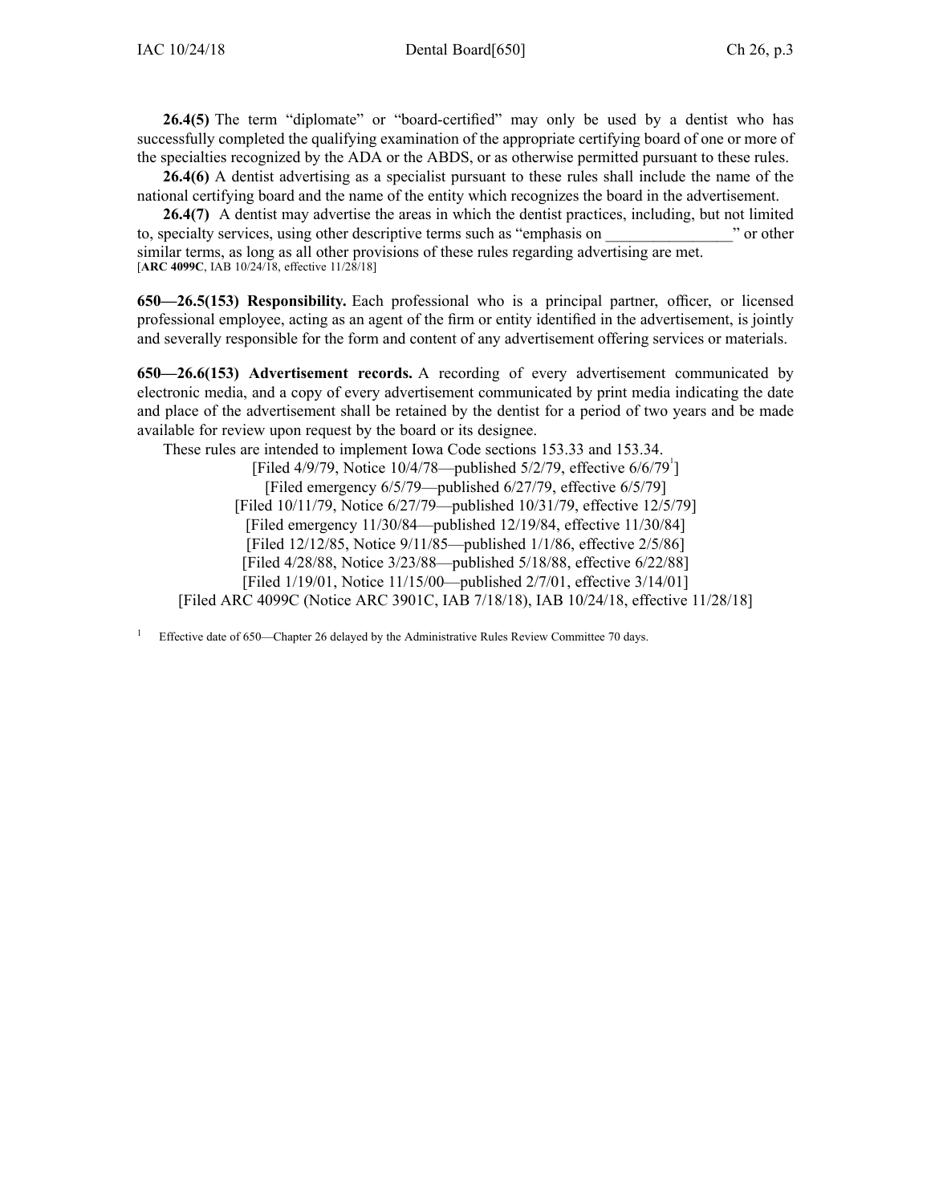**26.4(5)** The term "diplomate" or "board-certified" may only be used by a dentist who has successfully completed the qualifying examination of the appropriate certifying board of one or more of the specialties recognized by the ADA or the ABDS, or as otherwise permitted pursuant to these rules.

**26.4(6)** A dentist advertising as a specialist pursuant to these rules shall include the name of the national certifying board and the name of the entity which recognizes the board in the advertisement.

**26.4(7)** A dentist may advertise the areas in which the dentist practices, including, but not limited to, specialty services, using other descriptive terms such as "emphasis on ________________" or other similar terms, as long as all other provisions of these rules regarding advertising are met.
[**ARC 4099C**, IAB 10/24/18, effective 11/28/18]

**650—26.5(153) Responsibility.** Each professional who is a principal partner, officer, or licensed professional employee, acting as an agent of the firm or entity identified in the advertisement, is jointly and severally responsible for the form and content of any advertisement offering services or materials.

**650—26.6(153) Advertisement records.** A recording of every advertisement communicated by electronic media, and a copy of every advertisement communicated by print media indicating the date and place of the advertisement shall be retained by the dentist for a period of two years and be made available for review upon request by the board or its designee.

These rules are intended to implement Iowa Code sections 153.33 and 153.34.

[Filed 4/9/79, Notice 10/4/78—published 5/2/79, effective 6/6/79[1]]
[Filed emergency 6/5/79—published 6/27/79, effective 6/5/79]
[Filed 10/11/79, Notice 6/27/79—published 10/31/79, effective 12/5/79]
[Filed emergency 11/30/84—published 12/19/84, effective 11/30/84]
[Filed 12/12/85, Notice 9/11/85—published 1/1/86, effective 2/5/86]
[Filed 4/28/88, Notice 3/23/88—published 5/18/88, effective 6/22/88]
[Filed 1/19/01, Notice 11/15/00—published 2/7/01, effective 3/14/01]
[Filed ARC 4099C (Notice ARC 3901C, IAB 7/18/18), IAB 10/24/18, effective 11/28/18]

[1] Effective date of 650—Chapter 26 delayed by the Administrative Rules Review Committee 70 days.